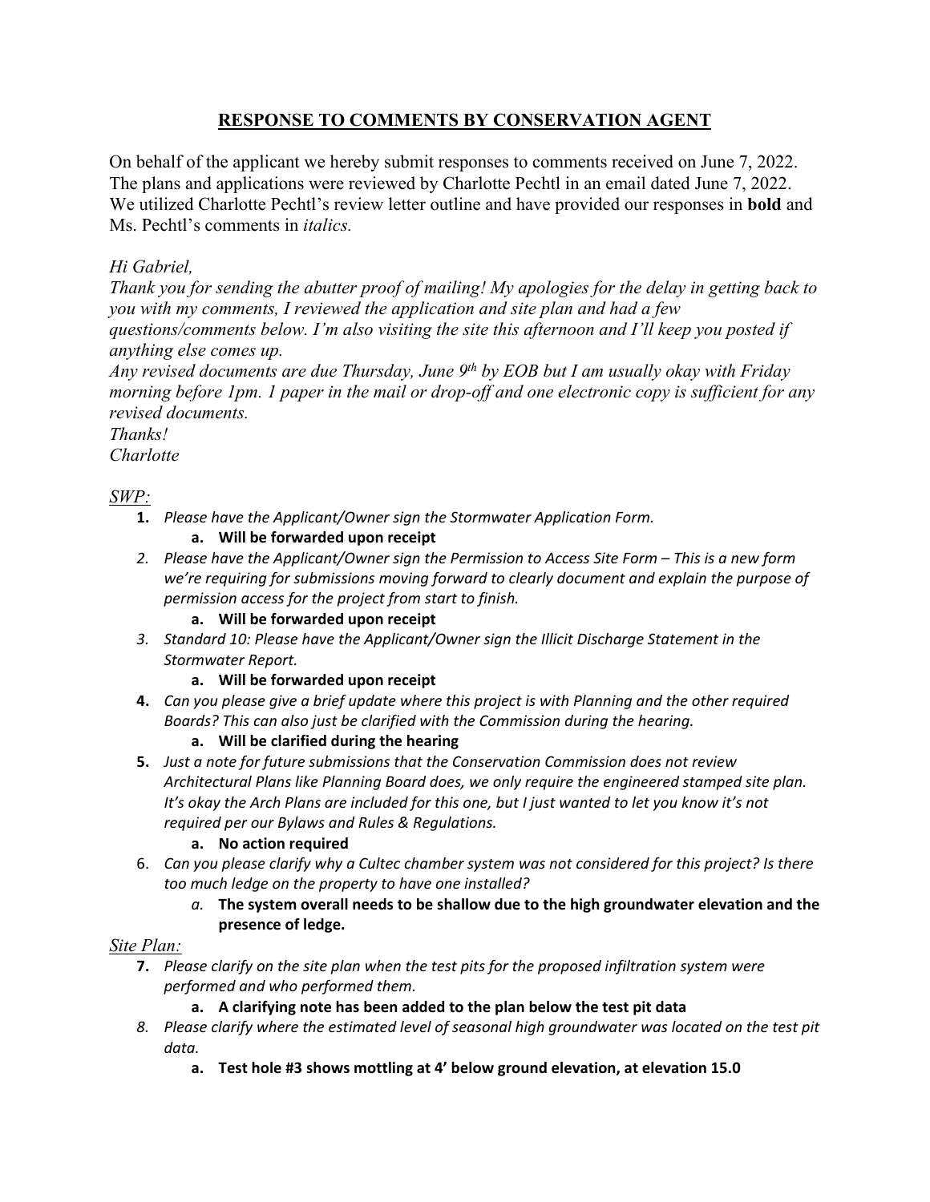# RESPONSE TO COMMENTS BY CONSERVATION AGENT

On behalf of the applicant we hereby submit responses to comments received on June 7, 2022. The plans and applications were reviewed by Charlotte Pechtl in an email dated June 7, 2022. We utilized Charlotte Pechtl's review letter outline and have provided our responses in **bold** and Ms. Pechtl's comments in *italics.*

*Hi Gabriel,*
*Thank you for sending the abutter proof of mailing! My apologies for the delay in getting back to you with my comments, I reviewed the application and site plan and had a few questions/comments below. I'm also visiting the site this afternoon and I'll keep you posted if anything else comes up.*
*Any revised documents are due Thursday, June 9th by EOB but I am usually okay with Friday morning before 1pm. 1 paper in the mail or drop-off and one electronic copy is sufficient for any revised documents.*
*Thanks!*
*Charlotte*

*SWP:*

1. *Please have the Applicant/Owner sign the Stormwater Application Form.*
   a. **Will be forwarded upon receipt**
2. *Please have the Applicant/Owner sign the Permission to Access Site Form – This is a new form we're requiring for submissions moving forward to clearly document and explain the purpose of permission access for the project from start to finish.*
   a. **Will be forwarded upon receipt**
3. *Standard 10: Please have the Applicant/Owner sign the Illicit Discharge Statement in the Stormwater Report.*
   a. **Will be forwarded upon receipt**
4. *Can you please give a brief update where this project is with Planning and the other required Boards? This can also just be clarified with the Commission during the hearing.*
   a. **Will be clarified during the hearing**
5. *Just a note for future submissions that the Conservation Commission does not review Architectural Plans like Planning Board does, we only require the engineered stamped site plan. It's okay the Arch Plans are included for this one, but I just wanted to let you know it's not required per our Bylaws and Rules & Regulations.*
   a. **No action required**
6. *Can you please clarify why a Cultec chamber system was not considered for this project? Is there too much ledge on the property to have one installed?*
   a. **The system overall needs to be shallow due to the high groundwater elevation and the presence of ledge.**

*Site Plan:*

7. *Please clarify on the site plan when the test pits for the proposed infiltration system were performed and who performed them.*
   a. **A clarifying note has been added to the plan below the test pit data**
8. *Please clarify where the estimated level of seasonal high groundwater was located on the test pit data.*
   a. **Test hole #3 shows mottling at 4' below ground elevation, at elevation 15.0**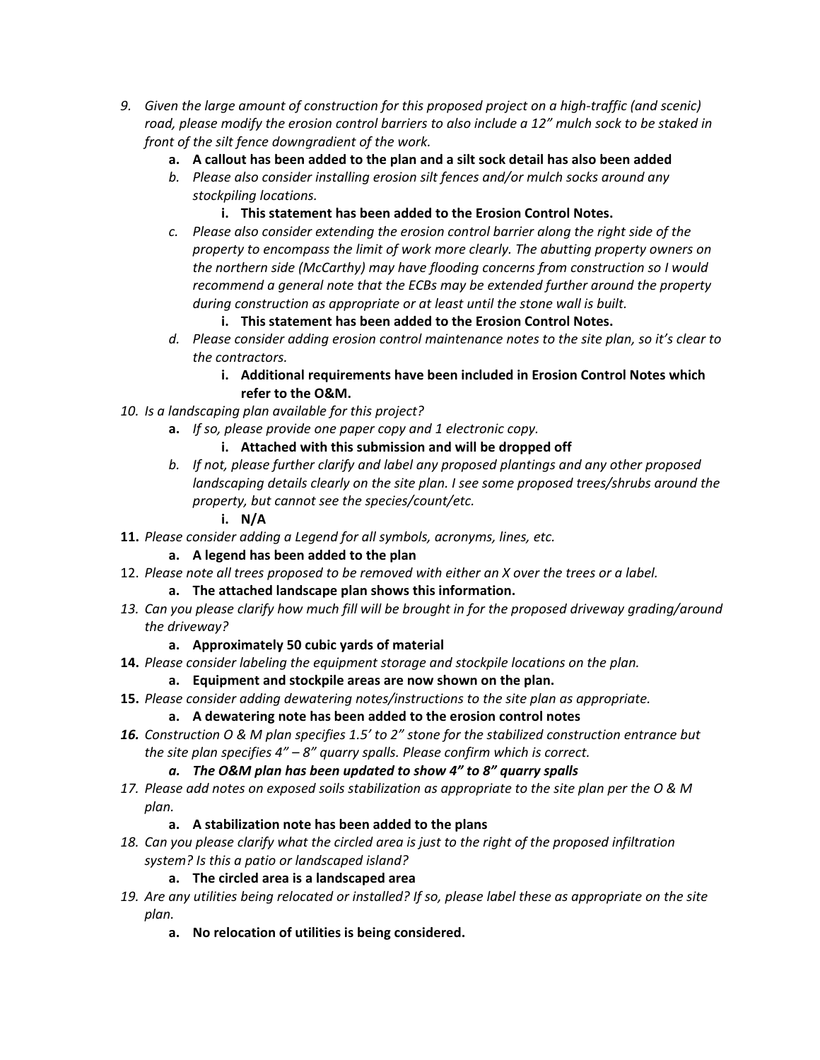9. *Given the large amount of construction for this proposed project on a high-traffic (and scenic) road, please modify the erosion control barriers to also include a 12" mulch sock to be staked in front of the silt fence downgradient of the work.*
    a. **A callout has been added to the plan and a silt sock detail has also been added**
    b. *Please also consider installing erosion silt fences and/or mulch socks around any stockpiling locations.*
        i. **This statement has been added to the Erosion Control Notes.**
    c. *Please also consider extending the erosion control barrier along the right side of the property to encompass the limit of work more clearly. The abutting property owners on the northern side (McCarthy) may have flooding concerns from construction so I would recommend a general note that the ECBs may be extended further around the property during construction as appropriate or at least until the stone wall is built.*
        i. **This statement has been added to the Erosion Control Notes.**
    d. *Please consider adding erosion control maintenance notes to the site plan, so it's clear to the contractors.*
        i. **Additional requirements have been included in Erosion Control Notes which refer to the O&M.**
10. *Is a landscaping plan available for this project?*
    **a.** *If so, please provide one paper copy and 1 electronic copy.*
        i. **Attached with this submission and will be dropped off**
    b. *If not, please further clarify and label any proposed plantings and any other proposed landscaping details clearly on the site plan. I see some proposed trees/shrubs around the property, but cannot see the species/count/etc.*
        i. **N/A**
**11.** *Please consider adding a Legend for all symbols, acronyms, lines, etc.*
    a. **A legend has been added to the plan**
12. *Please note all trees proposed to be removed with either an X over the trees or a label.*
    a. **The attached landscape plan shows this information.**
13. *Can you please clarify how much fill will be brought in for the proposed driveway grading/around the driveway?*
    a. **Approximately 50 cubic yards of material**
**14.** *Please consider labeling the equipment storage and stockpile locations on the plan.*
    a. **Equipment and stockpile areas are now shown on the plan.**
**15.** *Please consider adding dewatering notes/instructions to the site plan as appropriate.*
    a. **A dewatering note has been added to the erosion control notes**
***16.*** *Construction O & M plan specifies 1.5' to 2" stone for the stabilized construction entrance but the site plan specifies 4" – 8" quarry spalls. Please confirm which is correct.*
    ***a. The O&M plan has been updated to show 4" to 8" quarry spalls***
17. *Please add notes on exposed soils stabilization as appropriate to the site plan per the O & M plan.*
    a. **A stabilization note has been added to the plans**
18. *Can you please clarify what the circled area is just to the right of the proposed infiltration system? Is this a patio or landscaped island?*
    a. **The circled area is a landscaped area**
19. *Are any utilities being relocated or installed? If so, please label these as appropriate on the site plan.*
    a. **No relocation of utilities is being considered.**